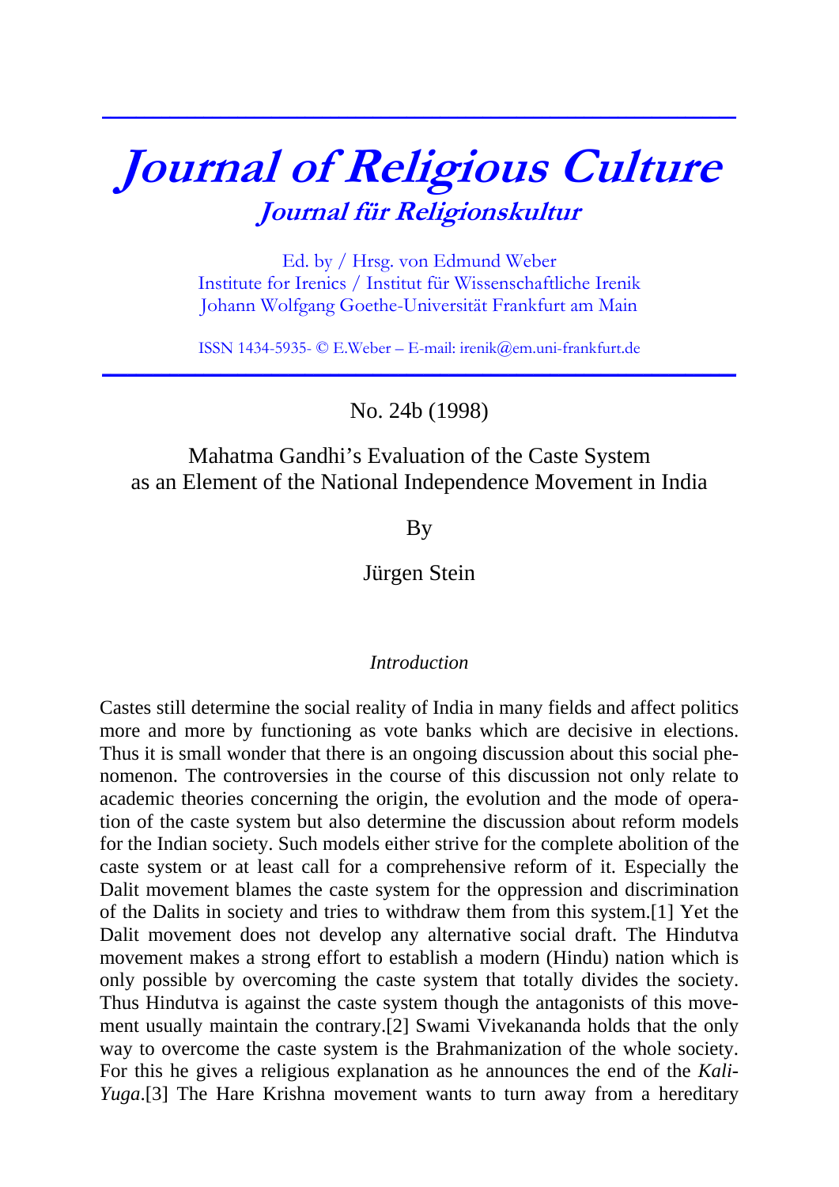# Journal of Religious Culture

## Journal für Religionskultur

Ed. by / Hrsg. von Edmund Weber
Institute for Irenics / Institut für Wissenschaftliche Irenik
Johann Wolfgang Goethe-Universität Frankfurt am Main

ISSN 1434-5935- © E.Weber – E-mail: irenik@em.uni-frankfurt.de

No. 24b (1998)

## Mahatma Gandhi's Evaluation of the Caste System as an Element of the National Independence Movement in India

By

Jürgen Stein

### *Introduction*

Castes still determine the social reality of India in many fields and affect politics more and more by functioning as vote banks which are decisive in elections. Thus it is small wonder that there is an ongoing discussion about this social phenomenon. The controversies in the course of this discussion not only relate to academic theories concerning the origin, the evolution and the mode of operation of the caste system but also determine the discussion about reform models for the Indian society. Such models either strive for the complete abolition of the caste system or at least call for a comprehensive reform of it. Especially the Dalit movement blames the caste system for the oppression and discrimination of the Dalits in society and tries to withdraw them from this system.[1] Yet the Dalit movement does not develop any alternative social draft. The Hindutva movement makes a strong effort to establish a modern (Hindu) nation which is only possible by overcoming the caste system that totally divides the society. Thus Hindutva is against the caste system though the antagonists of this movement usually maintain the contrary.[2] Swami Vivekananda holds that the only way to overcome the caste system is the Brahmanization of the whole society. For this he gives a religious explanation as he announces the end of the *Kali-Yuga*.[3] The Hare Krishna movement wants to turn away from a hereditary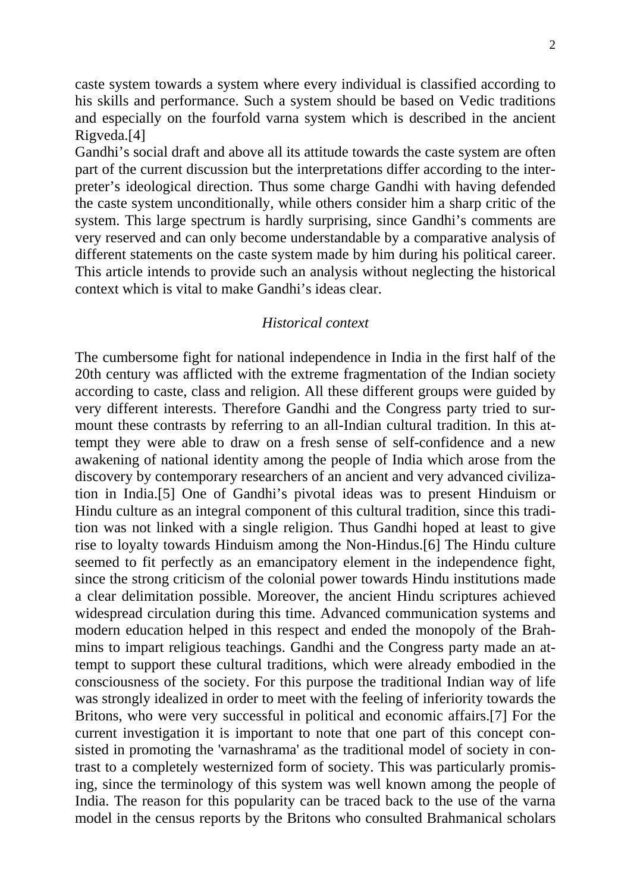caste system towards a system where every individual is classified according to his skills and performance. Such a system should be based on Vedic traditions and especially on the fourfold varna system which is described in the ancient Rigveda.[4]

Gandhi's social draft and above all its attitude towards the caste system are often part of the current discussion but the interpretations differ according to the interpreter's ideological direction. Thus some charge Gandhi with having defended the caste system unconditionally, while others consider him a sharp critic of the system. This large spectrum is hardly surprising, since Gandhi's comments are very reserved and can only become understandable by a comparative analysis of different statements on the caste system made by him during his political career. This article intends to provide such an analysis without neglecting the historical context which is vital to make Gandhi's ideas clear.

## *Historical context*

The cumbersome fight for national independence in India in the first half of the 20th century was afflicted with the extreme fragmentation of the Indian society according to caste, class and religion. All these different groups were guided by very different interests. Therefore Gandhi and the Congress party tried to surmount these contrasts by referring to an all-Indian cultural tradition. In this attempt they were able to draw on a fresh sense of self-confidence and a new awakening of national identity among the people of India which arose from the discovery by contemporary researchers of an ancient and very advanced civilization in India.[5] One of Gandhi's pivotal ideas was to present Hinduism or Hindu culture as an integral component of this cultural tradition, since this tradition was not linked with a single religion. Thus Gandhi hoped at least to give rise to loyalty towards Hinduism among the Non-Hindus.[6] The Hindu culture seemed to fit perfectly as an emancipatory element in the independence fight, since the strong criticism of the colonial power towards Hindu institutions made a clear delimitation possible. Moreover, the ancient Hindu scriptures achieved widespread circulation during this time. Advanced communication systems and modern education helped in this respect and ended the monopoly of the Brahmins to impart religious teachings. Gandhi and the Congress party made an attempt to support these cultural traditions, which were already embodied in the consciousness of the society. For this purpose the traditional Indian way of life was strongly idealized in order to meet with the feeling of inferiority towards the Britons, who were very successful in political and economic affairs.[7] For the current investigation it is important to note that one part of this concept consisted in promoting the 'varnashrama' as the traditional model of society in contrast to a completely westernized form of society. This was particularly promising, since the terminology of this system was well known among the people of India. The reason for this popularity can be traced back to the use of the varna model in the census reports by the Britons who consulted Brahmanical scholars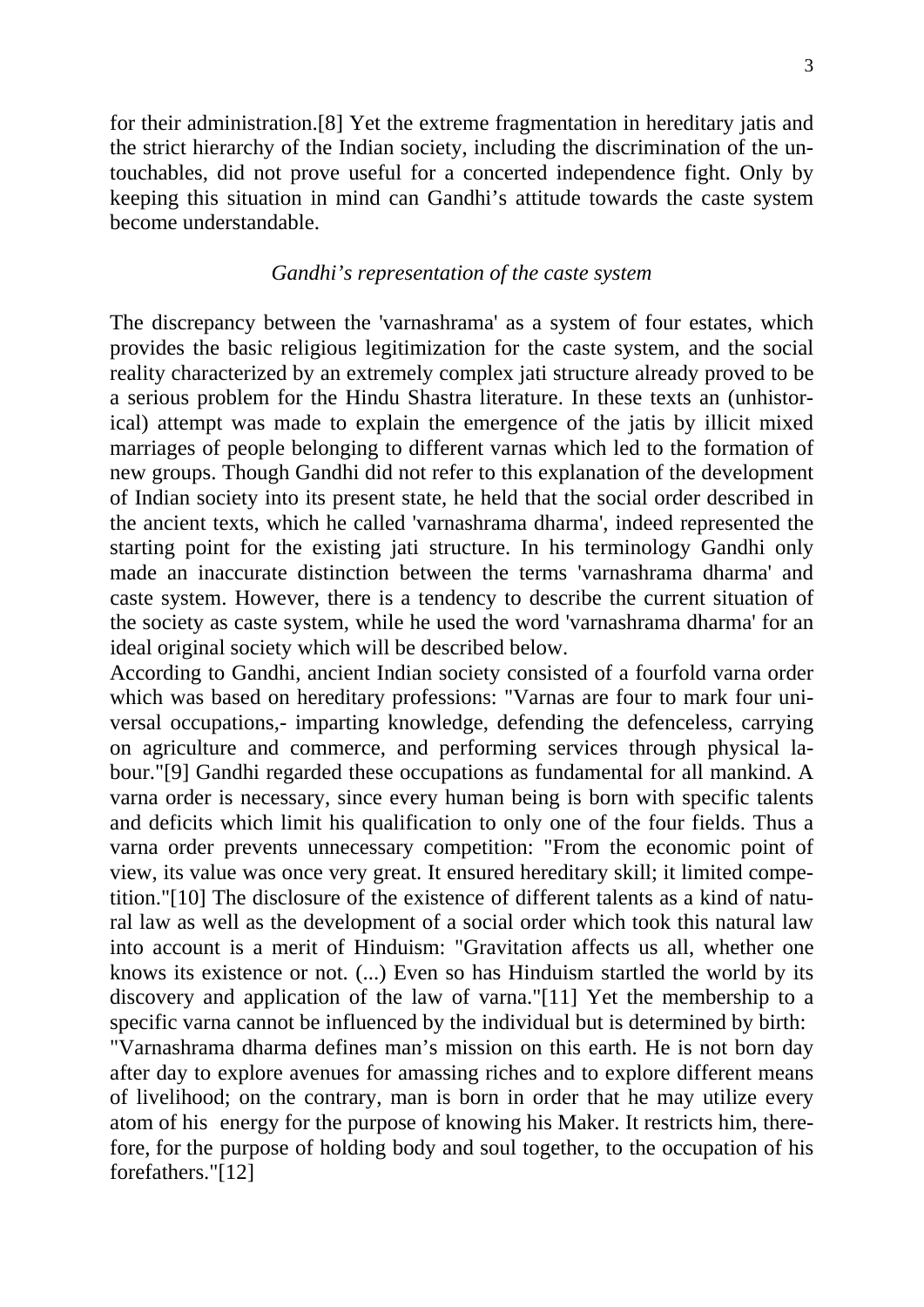for their administration.[8] Yet the extreme fragmentation in hereditary jatis and the strict hierarchy of the Indian society, including the discrimination of the untouchables, did not prove useful for a concerted independence fight. Only by keeping this situation in mind can Gandhi's attitude towards the caste system become understandable.

*Gandhi's representation of the caste system*

The discrepancy between the 'varnashrama' as a system of four estates, which provides the basic religious legitimization for the caste system, and the social reality characterized by an extremely complex jati structure already proved to be a serious problem for the Hindu Shastra literature. In these texts an (unhistorical) attempt was made to explain the emergence of the jatis by illicit mixed marriages of people belonging to different varnas which led to the formation of new groups. Though Gandhi did not refer to this explanation of the development of Indian society into its present state, he held that the social order described in the ancient texts, which he called 'varnashrama dharma', indeed represented the starting point for the existing jati structure. In his terminology Gandhi only made an inaccurate distinction between the terms 'varnashrama dharma' and caste system. However, there is a tendency to describe the current situation of the society as caste system, while he used the word 'varnashrama dharma' for an ideal original society which will be described below.

According to Gandhi, ancient Indian society consisted of a fourfold varna order which was based on hereditary professions: "Varnas are four to mark four universal occupations,- imparting knowledge, defending the defenceless, carrying on agriculture and commerce, and performing services through physical labour."[9] Gandhi regarded these occupations as fundamental for all mankind. A varna order is necessary, since every human being is born with specific talents and deficits which limit his qualification to only one of the four fields. Thus a varna order prevents unnecessary competition: "From the economic point of view, its value was once very great. It ensured hereditary skill; it limited competition."[10] The disclosure of the existence of different talents as a kind of natural law as well as the development of a social order which took this natural law into account is a merit of Hinduism: "Gravitation affects us all, whether one knows its existence or not. (...) Even so has Hinduism startled the world by its discovery and application of the law of varna."[11] Yet the membership to a specific varna cannot be influenced by the individual but is determined by birth:

"Varnashrama dharma defines man's mission on this earth. He is not born day after day to explore avenues for amassing riches and to explore different means of livelihood; on the contrary, man is born in order that he may utilize every atom of his energy for the purpose of knowing his Maker. It restricts him, therefore, for the purpose of holding body and soul together, to the occupation of his forefathers."[12]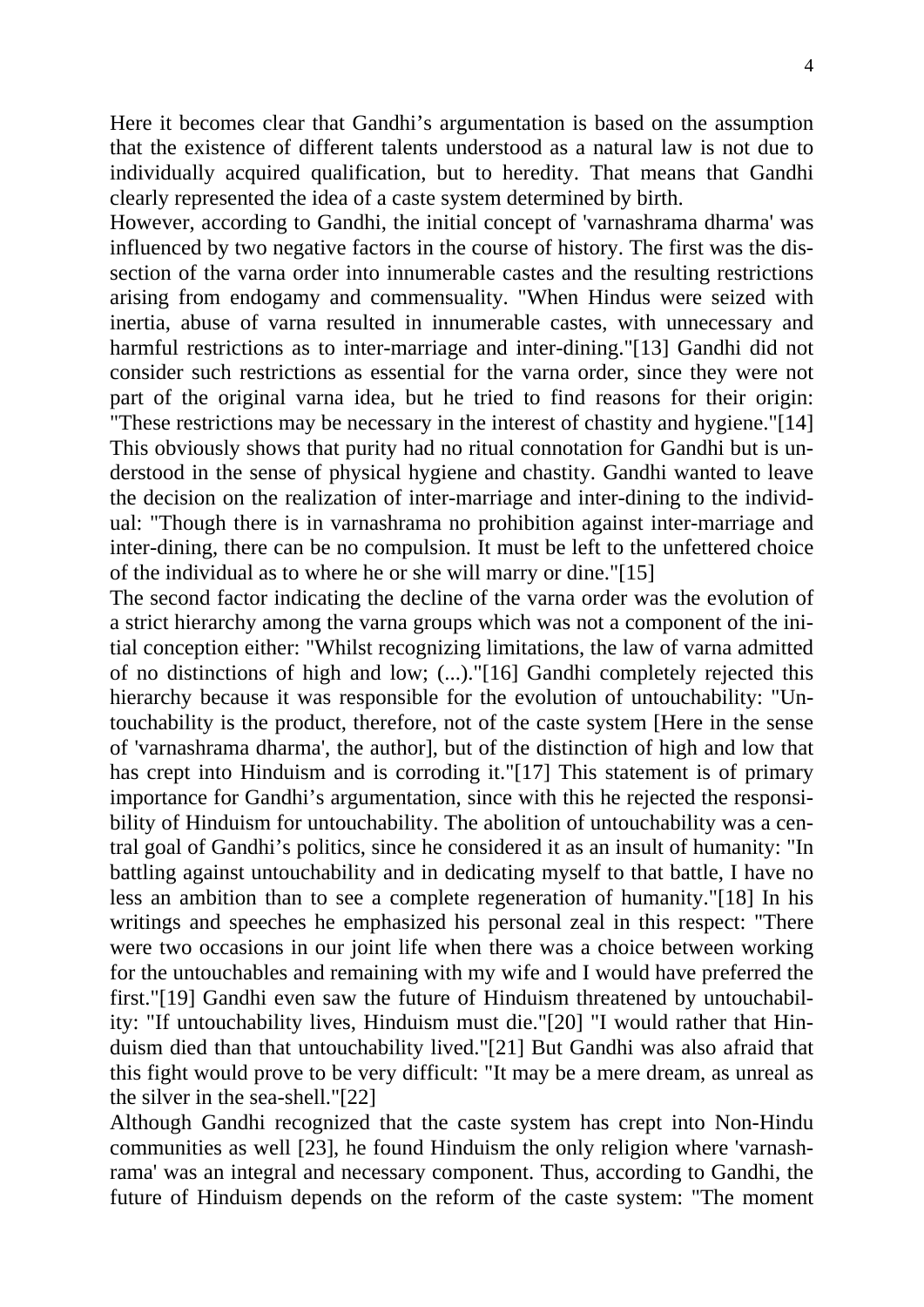Here it becomes clear that Gandhi's argumentation is based on the assumption that the existence of different talents understood as a natural law is not due to individually acquired qualification, but to heredity. That means that Gandhi clearly represented the idea of a caste system determined by birth.

However, according to Gandhi, the initial concept of 'varnashrama dharma' was influenced by two negative factors in the course of history. The first was the dissection of the varna order into innumerable castes and the resulting restrictions arising from endogamy and commensuality. "When Hindus were seized with inertia, abuse of varna resulted in innumerable castes, with unnecessary and harmful restrictions as to inter-marriage and inter-dining."[13] Gandhi did not consider such restrictions as essential for the varna order, since they were not part of the original varna idea, but he tried to find reasons for their origin: "These restrictions may be necessary in the interest of chastity and hygiene."[14] This obviously shows that purity had no ritual connotation for Gandhi but is understood in the sense of physical hygiene and chastity. Gandhi wanted to leave the decision on the realization of inter-marriage and inter-dining to the individual: "Though there is in varnashrama no prohibition against inter-marriage and inter-dining, there can be no compulsion. It must be left to the unfettered choice of the individual as to where he or she will marry or dine."[15]

The second factor indicating the decline of the varna order was the evolution of a strict hierarchy among the varna groups which was not a component of the initial conception either: "Whilst recognizing limitations, the law of varna admitted of no distinctions of high and low; (...)."[16] Gandhi completely rejected this hierarchy because it was responsible for the evolution of untouchability: "Untouchability is the product, therefore, not of the caste system [Here in the sense of 'varnashrama dharma', the author], but of the distinction of high and low that has crept into Hinduism and is corroding it."[17] This statement is of primary importance for Gandhi's argumentation, since with this he rejected the responsibility of Hinduism for untouchability. The abolition of untouchability was a central goal of Gandhi's politics, since he considered it as an insult of humanity: "In battling against untouchability and in dedicating myself to that battle, I have no less an ambition than to see a complete regeneration of humanity."[18] In his writings and speeches he emphasized his personal zeal in this respect: "There were two occasions in our joint life when there was a choice between working for the untouchables and remaining with my wife and I would have preferred the first."[19] Gandhi even saw the future of Hinduism threatened by untouchability: "If untouchability lives, Hinduism must die."[20] "I would rather that Hinduism died than that untouchability lived."[21] But Gandhi was also afraid that this fight would prove to be very difficult: "It may be a mere dream, as unreal as the silver in the sea-shell."[22]

Although Gandhi recognized that the caste system has crept into Non-Hindu communities as well [23], he found Hinduism the only religion where 'varnashrama' was an integral and necessary component. Thus, according to Gandhi, the future of Hinduism depends on the reform of the caste system: "The moment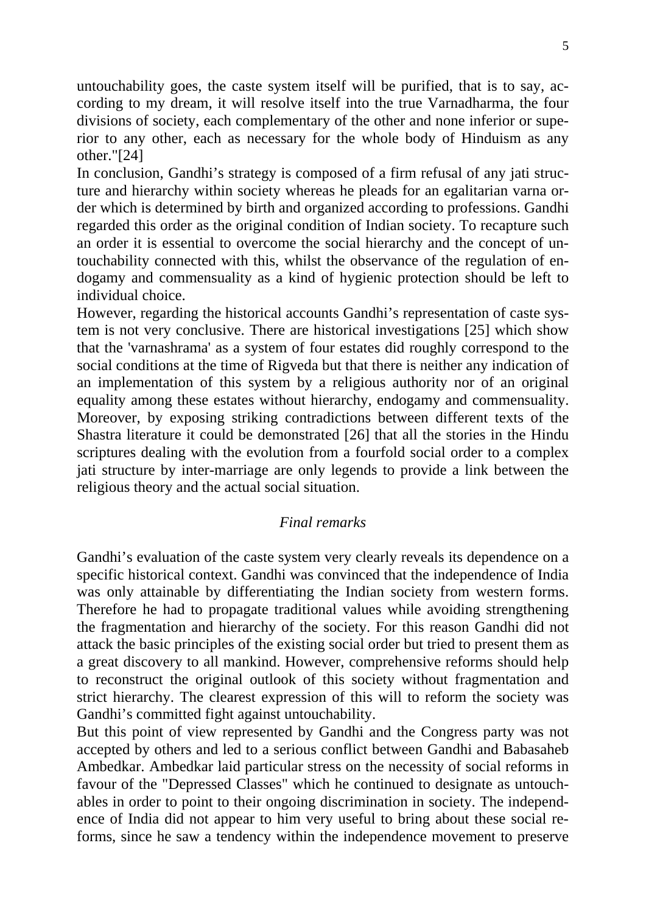untouchability goes, the caste system itself will be purified, that is to say, according to my dream, it will resolve itself into the true Varnadharma, the four divisions of society, each complementary of the other and none inferior or superior to any other, each as necessary for the whole body of Hinduism as any other."[24]

In conclusion, Gandhi's strategy is composed of a firm refusal of any jati structure and hierarchy within society whereas he pleads for an egalitarian varna order which is determined by birth and organized according to professions. Gandhi regarded this order as the original condition of Indian society. To recapture such an order it is essential to overcome the social hierarchy and the concept of untouchability connected with this, whilst the observance of the regulation of endogamy and commensuality as a kind of hygienic protection should be left to individual choice.

However, regarding the historical accounts Gandhi's representation of caste system is not very conclusive. There are historical investigations [25] which show that the 'varnashrama' as a system of four estates did roughly correspond to the social conditions at the time of Rigveda but that there is neither any indication of an implementation of this system by a religious authority nor of an original equality among these estates without hierarchy, endogamy and commensuality. Moreover, by exposing striking contradictions between different texts of the Shastra literature it could be demonstrated [26] that all the stories in the Hindu scriptures dealing with the evolution from a fourfold social order to a complex jati structure by inter-marriage are only legends to provide a link between the religious theory and the actual social situation.

## *Final remarks*

Gandhi's evaluation of the caste system very clearly reveals its dependence on a specific historical context. Gandhi was convinced that the independence of India was only attainable by differentiating the Indian society from western forms. Therefore he had to propagate traditional values while avoiding strengthening the fragmentation and hierarchy of the society. For this reason Gandhi did not attack the basic principles of the existing social order but tried to present them as a great discovery to all mankind. However, comprehensive reforms should help to reconstruct the original outlook of this society without fragmentation and strict hierarchy. The clearest expression of this will to reform the society was Gandhi's committed fight against untouchability.

But this point of view represented by Gandhi and the Congress party was not accepted by others and led to a serious conflict between Gandhi and Babasaheb Ambedkar. Ambedkar laid particular stress on the necessity of social reforms in favour of the "Depressed Classes" which he continued to designate as untouchables in order to point to their ongoing discrimination in society. The independence of India did not appear to him very useful to bring about these social reforms, since he saw a tendency within the independence movement to preserve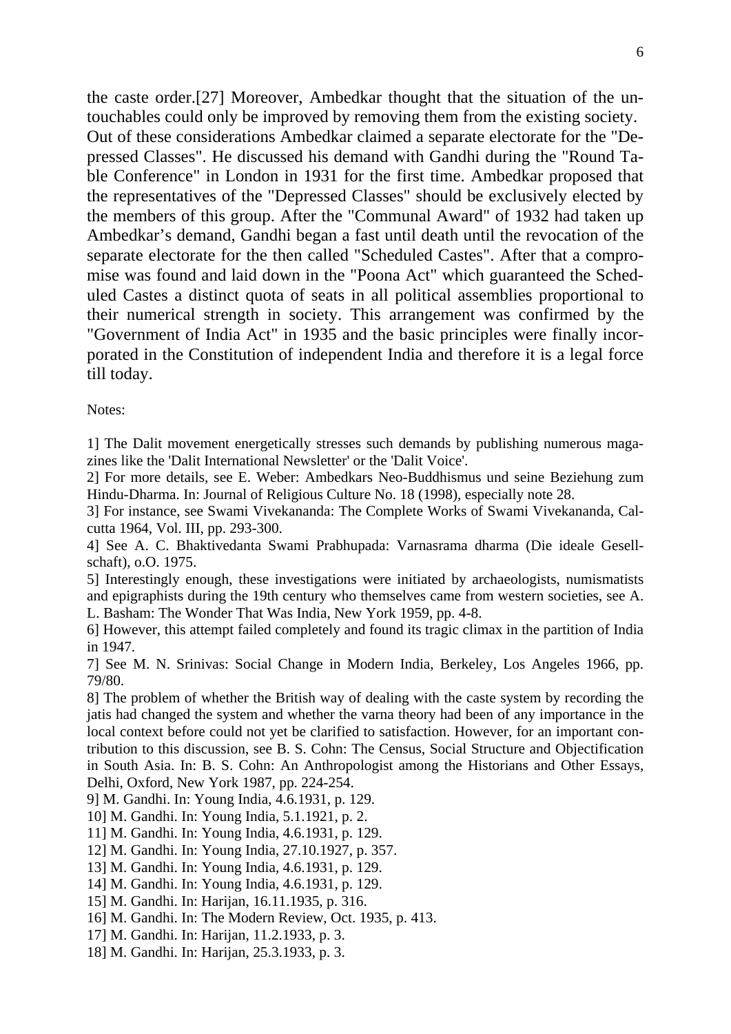the caste order.[27] Moreover, Ambedkar thought that the situation of the untouchables could only be improved by removing them from the existing society. Out of these considerations Ambedkar claimed a separate electorate for the "Depressed Classes". He discussed his demand with Gandhi during the "Round Table Conference" in London in 1931 for the first time. Ambedkar proposed that the representatives of the "Depressed Classes" should be exclusively elected by the members of this group. After the "Communal Award" of 1932 had taken up Ambedkar's demand, Gandhi began a fast until death until the revocation of the separate electorate for the then called "Scheduled Castes". After that a compromise was found and laid down in the "Poona Act" which guaranteed the Scheduled Castes a distinct quota of seats in all political assemblies proportional to their numerical strength in society. This arrangement was confirmed by the "Government of India Act" in 1935 and the basic principles were finally incorporated in the Constitution of independent India and therefore it is a legal force till today.

Notes:

1] The Dalit movement energetically stresses such demands by publishing numerous magazines like the 'Dalit International Newsletter' or the 'Dalit Voice'.

2] For more details, see E. Weber: Ambedkars Neo-Buddhismus und seine Beziehung zum Hindu-Dharma. In: Journal of Religious Culture No. 18 (1998), especially note 28.

3] For instance, see Swami Vivekananda: The Complete Works of Swami Vivekananda, Calcutta 1964, Vol. III, pp. 293-300.

4] See A. C. Bhaktivedanta Swami Prabhupada: Varnasrama dharma (Die ideale Gesellschaft), o.O. 1975.

5] Interestingly enough, these investigations were initiated by archaeologists, numismatists and epigraphists during the 19th century who themselves came from western societies, see A. L. Basham: The Wonder That Was India, New York 1959, pp. 4-8.

6] However, this attempt failed completely and found its tragic climax in the partition of India in 1947.

7] See M. N. Srinivas: Social Change in Modern India, Berkeley, Los Angeles 1966, pp. 79/80.

8] The problem of whether the British way of dealing with the caste system by recording the jatis had changed the system and whether the varna theory had been of any importance in the local context before could not yet be clarified to satisfaction. However, for an important contribution to this discussion, see B. S. Cohn: The Census, Social Structure and Objectification in South Asia. In: B. S. Cohn: An Anthropologist among the Historians and Other Essays, Delhi, Oxford, New York 1987, pp. 224-254.

9] M. Gandhi. In: Young India, 4.6.1931, p. 129.

10] M. Gandhi. In: Young India, 5.1.1921, p. 2.

11] M. Gandhi. In: Young India, 4.6.1931, p. 129.

12] M. Gandhi. In: Young India, 27.10.1927, p. 357.

13] M. Gandhi. In: Young India, 4.6.1931, p. 129.

14] M. Gandhi. In: Young India, 4.6.1931, p. 129.

15] M. Gandhi. In: Harijan, 16.11.1935, p. 316.

16] M. Gandhi. In: The Modern Review, Oct. 1935, p. 413.

17] M. Gandhi. In: Harijan, 11.2.1933, p. 3.

18] M. Gandhi. In: Harijan, 25.3.1933, p. 3.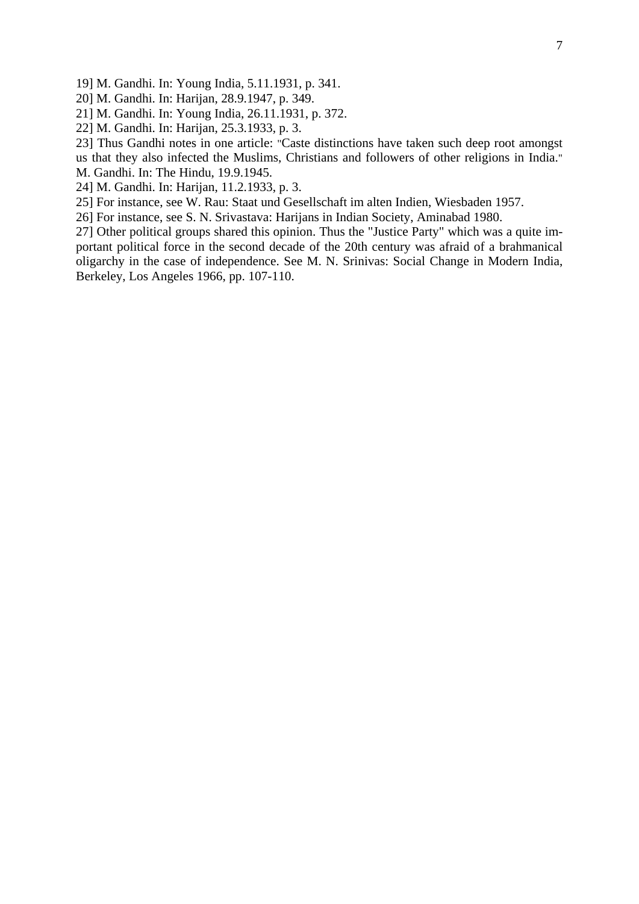19] M. Gandhi. In: Young India, 5.11.1931, p. 341.

20] M. Gandhi. In: Harijan, 28.9.1947, p. 349.

21] M. Gandhi. In: Young India, 26.11.1931, p. 372.

22] M. Gandhi. In: Harijan, 25.3.1933, p. 3.

23] Thus Gandhi notes in one article: "Caste distinctions have taken such deep root amongst us that they also infected the Muslims, Christians and followers of other religions in India." M. Gandhi. In: The Hindu, 19.9.1945.

24] M. Gandhi. In: Harijan, 11.2.1933, p. 3.

25] For instance, see W. Rau: Staat und Gesellschaft im alten Indien, Wiesbaden 1957.

26] For instance, see S. N. Srivastava: Harijans in Indian Society, Aminabad 1980.

27] Other political groups shared this opinion. Thus the "Justice Party" which was a quite important political force in the second decade of the 20th century was afraid of a brahmanical oligarchy in the case of independence. See M. N. Srinivas: Social Change in Modern India, Berkeley, Los Angeles 1966, pp. 107-110.